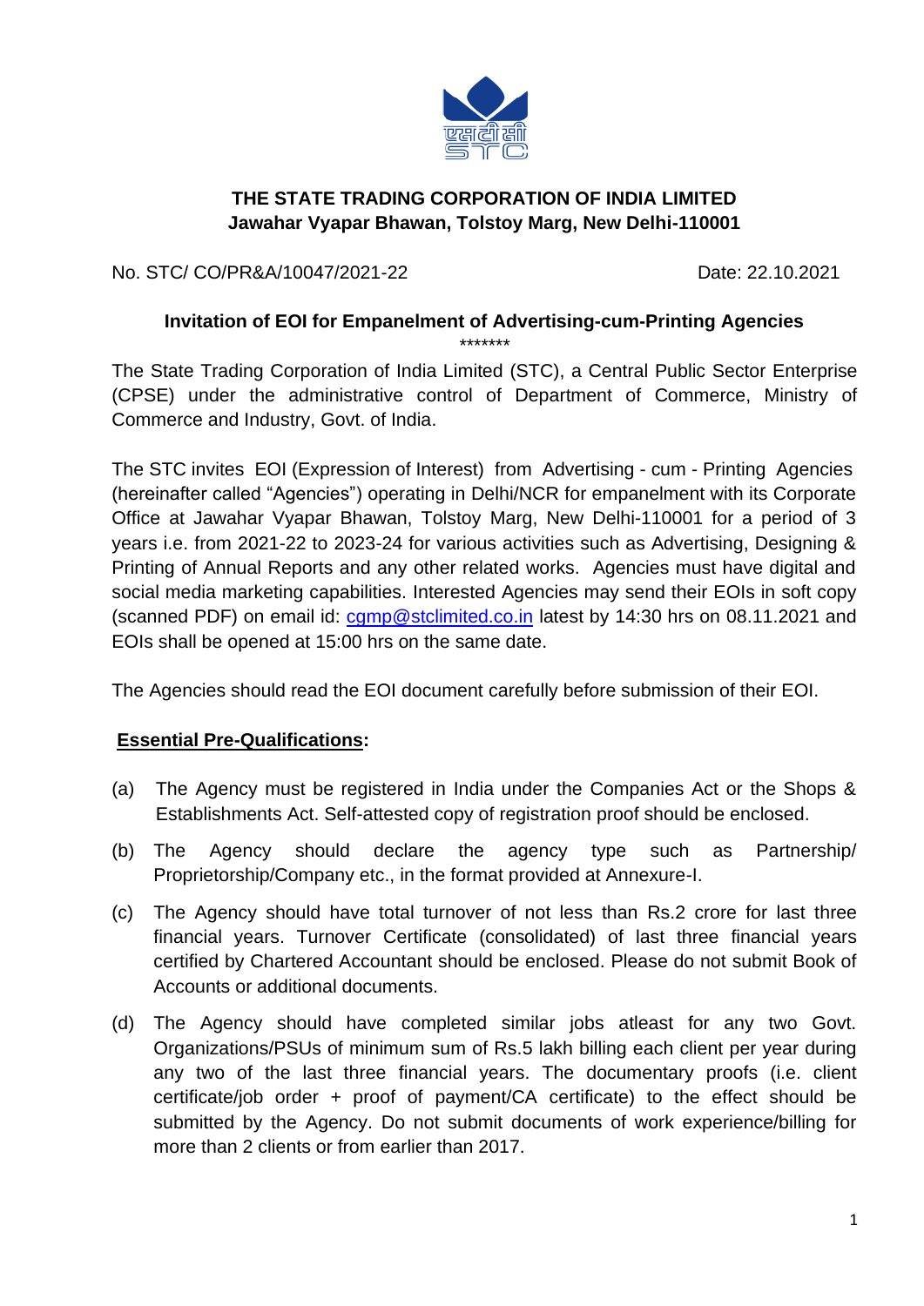# THE STATE TRADING CORPORATION OF INDIA LIMITED
**Jawahar Vyapar Bhawan, Tolstoy Marg, New Delhi-110001**

No. STC/ CO/PR&A/10047/2021-22 Date: 22.10.2021

## Invitation of EOI for Empanelment of Advertising-cum-Printing Agencies

*******

The State Trading Corporation of India Limited (STC), a Central Public Sector Enterprise (CPSE) under the administrative control of Department of Commerce, Ministry of Commerce and Industry, Govt. of India.

The STC invites EOI (Expression of Interest) from Advertising - cum - Printing Agencies (hereinafter called "Agencies") operating in Delhi/NCR for empanelment with its Corporate Office at Jawahar Vyapar Bhawan, Tolstoy Marg, New Delhi-110001 for a period of 3 years i.e. from 2021-22 to 2023-24 for various activities such as Advertising, Designing & Printing of Annual Reports and any other related works. Agencies must have digital and social media marketing capabilities. Interested Agencies may send their EOIs in soft copy (scanned PDF) on email id: cgmp@stclimited.co.in latest by 14:30 hrs on 08.11.2021 and EOIs shall be opened at 15:00 hrs on the same date.

The Agencies should read the EOI document carefully before submission of their EOI.

**Essential Pre-Qualifications:**

(a) The Agency must be registered in India under the Companies Act or the Shops & Establishments Act. Self-attested copy of registration proof should be enclosed.

(b) The Agency should declare the agency type such as Partnership/ Proprietorship/Company etc., in the format provided at Annexure-I.

(c) The Agency should have total turnover of not less than Rs.2 crore for last three financial years. Turnover Certificate (consolidated) of last three financial years certified by Chartered Accountant should be enclosed. Please do not submit Book of Accounts or additional documents.

(d) The Agency should have completed similar jobs atleast for any two Govt. Organizations/PSUs of minimum sum of Rs.5 lakh billing each client per year during any two of the last three financial years. The documentary proofs (i.e. client certificate/job order + proof of payment/CA certificate) to the effect should be submitted by the Agency. Do not submit documents of work experience/billing for more than 2 clients or from earlier than 2017.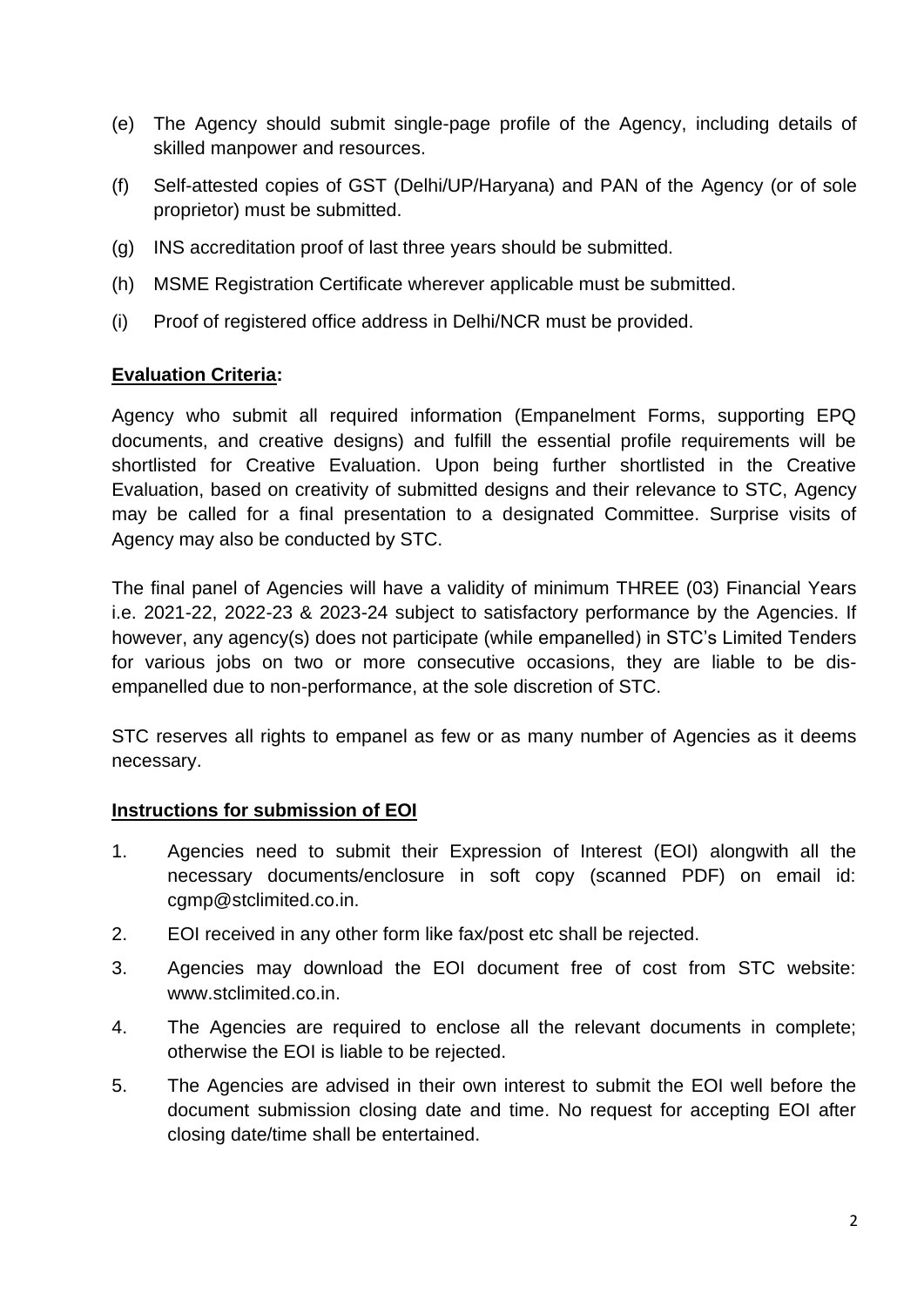(e) The Agency should submit single-page profile of the Agency, including details of skilled manpower and resources.

(f) Self-attested copies of GST (Delhi/UP/Haryana) and PAN of the Agency (or of sole proprietor) must be submitted.

(g) INS accreditation proof of last three years should be submitted.

(h) MSME Registration Certificate wherever applicable must be submitted.

(i) Proof of registered office address in Delhi/NCR must be provided.

**<u>Evaluation Criteria</u>:**

Agency who submit all required information (Empanelment Forms, supporting EPQ documents, and creative designs) and fulfill the essential profile requirements will be shortlisted for Creative Evaluation. Upon being further shortlisted in the Creative Evaluation, based on creativity of submitted designs and their relevance to STC, Agency may be called for a final presentation to a designated Committee. Surprise visits of Agency may also be conducted by STC.

The final panel of Agencies will have a validity of minimum THREE (03) Financial Years i.e. 2021-22, 2022-23 & 2023-24 subject to satisfactory performance by the Agencies. If however, any agency(s) does not participate (while empanelled) in STC's Limited Tenders for various jobs on two or more consecutive occasions, they are liable to be dis-empanelled due to non-performance, at the sole discretion of STC.

STC reserves all rights to empanel as few or as many number of Agencies as it deems necessary.

**<u>Instructions for submission of EOI</u>**

1. Agencies need to submit their Expression of Interest (EOI) alongwith all the necessary documents/enclosure in soft copy (scanned PDF) on email id: cgmp@stclimited.co.in.

2. EOI received in any other form like fax/post etc shall be rejected.

3. Agencies may download the EOI document free of cost from STC website: www.stclimited.co.in.

4. The Agencies are required to enclose all the relevant documents in complete; otherwise the EOI is liable to be rejected.

5. The Agencies are advised in their own interest to submit the EOI well before the document submission closing date and time. No request for accepting EOI after closing date/time shall be entertained.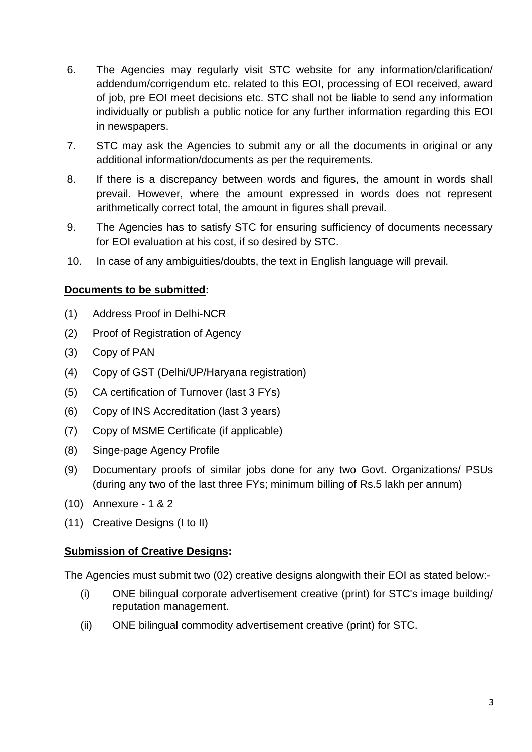6. The Agencies may regularly visit STC website for any information/clarification/ addendum/corrigendum etc. related to this EOI, processing of EOI received, award of job, pre EOI meet decisions etc. STC shall not be liable to send any information individually or publish a public notice for any further information regarding this EOI in newspapers.
7. STC may ask the Agencies to submit any or all the documents in original or any additional information/documents as per the requirements.
8. If there is a discrepancy between words and figures, the amount in words shall prevail. However, where the amount expressed in words does not represent arithmetically correct total, the amount in figures shall prevail.
9. The Agencies has to satisfy STC for ensuring sufficiency of documents necessary for EOI evaluation at his cost, if so desired by STC.
10. In case of any ambiguities/doubts, the text in English language will prevail.

**Documents to be submitted:**

(1) Address Proof in Delhi-NCR

(2) Proof of Registration of Agency

(3) Copy of PAN

(4) Copy of GST (Delhi/UP/Haryana registration)

(5) CA certification of Turnover (last 3 FYs)

(6) Copy of INS Accreditation (last 3 years)

(7) Copy of MSME Certificate (if applicable)

(8) Singe-page Agency Profile

(9) Documentary proofs of similar jobs done for any two Govt. Organizations/ PSUs (during any two of the last three FYs; minimum billing of Rs.5 lakh per annum)

(10) Annexure - 1 & 2

(11) Creative Designs (I to II)

**Submission of Creative Designs:**

The Agencies must submit two (02) creative designs alongwith their EOI as stated below:-

(i) ONE bilingual corporate advertisement creative (print) for STC's image building/ reputation management.

(ii) ONE bilingual commodity advertisement creative (print) for STC.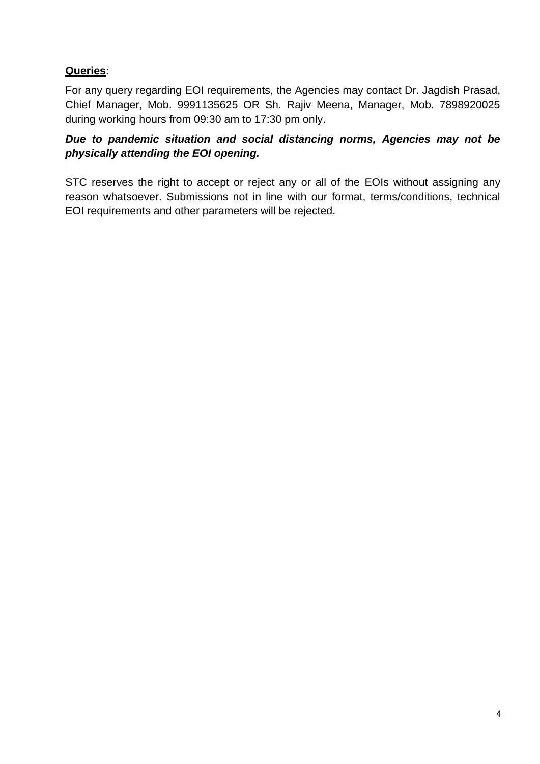**<u>Queries</u>:**

For any query regarding EOI requirements, the Agencies may contact Dr. Jagdish Prasad, Chief Manager, Mob. 9991135625 OR Sh. Rajiv Meena, Manager, Mob. 7898920025 during working hours from 09:30 am to 17:30 pm only.

***Due to pandemic situation and social distancing norms, Agencies may not be physically attending the EOI opening.***

STC reserves the right to accept or reject any or all of the EOIs without assigning any reason whatsoever. Submissions not in line with our format, terms/conditions, technical EOI requirements and other parameters will be rejected.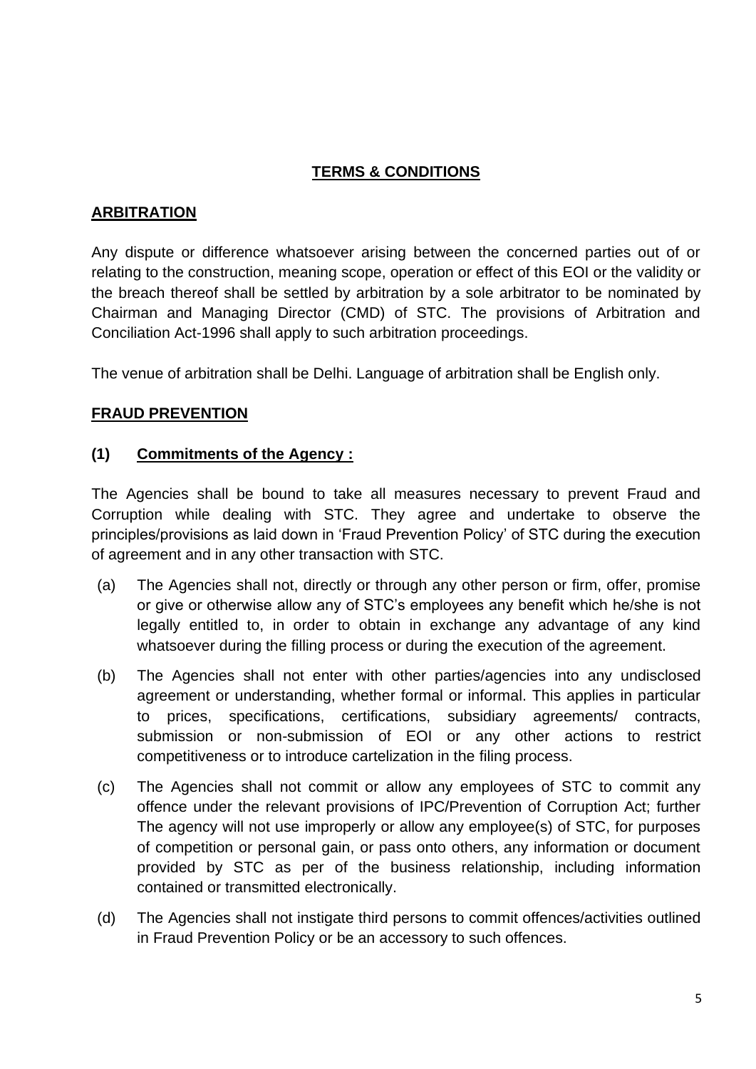## TERMS & CONDITIONS

### ARBITRATION

Any dispute or difference whatsoever arising between the concerned parties out of or relating to the construction, meaning scope, operation or effect of this EOI or the validity or the breach thereof shall be settled by arbitration by a sole arbitrator to be nominated by Chairman and Managing Director (CMD) of STC. The provisions of Arbitration and Conciliation Act-1996 shall apply to such arbitration proceedings.

The venue of arbitration shall be Delhi. Language of arbitration shall be English only.

### FRAUD PREVENTION

#### (1) Commitments of the Agency :

The Agencies shall be bound to take all measures necessary to prevent Fraud and Corruption while dealing with STC. They agree and undertake to observe the principles/provisions as laid down in 'Fraud Prevention Policy' of STC during the execution of agreement and in any other transaction with STC.

(a) The Agencies shall not, directly or through any other person or firm, offer, promise or give or otherwise allow any of STC's employees any benefit which he/she is not legally entitled to, in order to obtain in exchange any advantage of any kind whatsoever during the filling process or during the execution of the agreement.

(b) The Agencies shall not enter with other parties/agencies into any undisclosed agreement or understanding, whether formal or informal. This applies in particular to prices, specifications, certifications, subsidiary agreements/ contracts, submission or non-submission of EOI or any other actions to restrict competitiveness or to introduce cartelization in the filing process.

(c) The Agencies shall not commit or allow any employees of STC to commit any offence under the relevant provisions of IPC/Prevention of Corruption Act; further The agency will not use improperly or allow any employee(s) of STC, for purposes of competition or personal gain, or pass onto others, any information or document provided by STC as per of the business relationship, including information contained or transmitted electronically.

(d) The Agencies shall not instigate third persons to commit offences/activities outlined in Fraud Prevention Policy or be an accessory to such offences.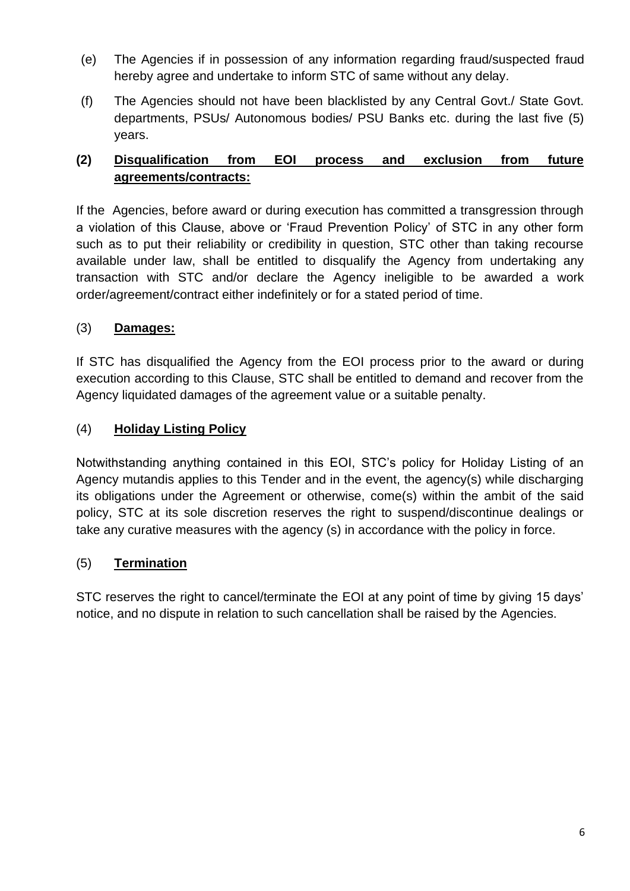(e) The Agencies if in possession of any information regarding fraud/suspected fraud hereby agree and undertake to inform STC of same without any delay.

(f) The Agencies should not have been blacklisted by any Central Govt./ State Govt. departments, PSUs/ Autonomous bodies/ PSU Banks etc. during the last five (5) years.

**(2) Disqualification from EOI process and exclusion from future agreements/contracts:**

If the Agencies, before award or during execution has committed a transgression through a violation of this Clause, above or 'Fraud Prevention Policy' of STC in any other form such as to put their reliability or credibility in question, STC other than taking recourse available under law, shall be entitled to disqualify the Agency from undertaking any transaction with STC and/or declare the Agency ineligible to be awarded a work order/agreement/contract either indefinitely or for a stated period of time.

(3) **Damages:**

If STC has disqualified the Agency from the EOI process prior to the award or during execution according to this Clause, STC shall be entitled to demand and recover from the Agency liquidated damages of the agreement value or a suitable penalty.

(4) **Holiday Listing Policy**

Notwithstanding anything contained in this EOI, STC's policy for Holiday Listing of an Agency mutandis applies to this Tender and in the event, the agency(s) while discharging its obligations under the Agreement or otherwise, come(s) within the ambit of the said policy, STC at its sole discretion reserves the right to suspend/discontinue dealings or take any curative measures with the agency (s) in accordance with the policy in force.

(5) **Termination**

STC reserves the right to cancel/terminate the EOI at any point of time by giving 15 days' notice, and no dispute in relation to such cancellation shall be raised by the Agencies.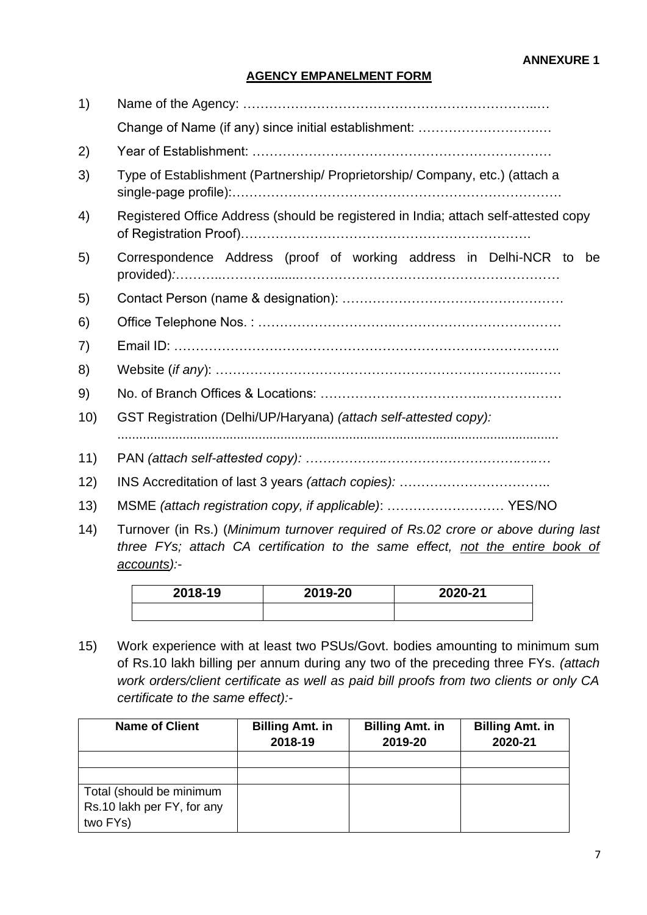**ANNEXURE 1**

**AGENCY EMPANELMENT FORM**

1) Name of the Agency: ……………………………………………………………..…

   Change of Name (if any) since initial establishment: ………………….……..…

2) Year of Establishment: ……………………………………………………………

3) Type of Establishment (Partnership/ Proprietorship/ Company, etc.) (attach a single-page profile):…………………………………………………………………….

4) Registered Office Address (should be registered in India; attach self-attested copy of Registration Proof)……………………………………………………….

5) Correspondence Address (proof of working address in Delhi-NCR to be provided):………..…………......…………………………………………………

5) Contact Person (name & designation): …………………………………………

6) Office Telephone Nos. : ……………………………………………………………

7) Email ID: ……………………………………………………………………………..

8) Website (*if any*): ……………………………………………………………...……

9) No. of Branch Offices & Locations: ………………………………..………………

10) GST Registration (Delhi/UP/Haryana) *(attach self-attested copy):* ..........................................................................................................................

11) PAN *(attach self-attested copy): ………………………………………….….…*

12) INS Accreditation of last 3 years *(attach copies):* ……………………………..

13) MSME *(attach registration copy, if applicable)*: ……………………… YES/NO

14) Turnover (in Rs.) (*Minimum turnover required of Rs.02 crore or above during last three FYs; attach CA certification to the same effect, not the entire book of accounts):-*

| 2018-19 | 2019-20 | 2020-21 |
|---|---|---|
| | | |

15) Work experience with at least two PSUs/Govt. bodies amounting to minimum sum of Rs.10 lakh billing per annum during any two of the preceding three FYs. *(attach work orders/client certificate as well as paid bill proofs from two clients or only CA certificate to the same effect):-*

| Name of Client | Billing Amt. in 2018-19 | Billing Amt. in 2019-20 | Billing Amt. in 2020-21 |
|---|---|---|---|
| | | | |
| | | | |
| Total (should be minimum Rs.10 lakh per FY, for any two FYs) | | | |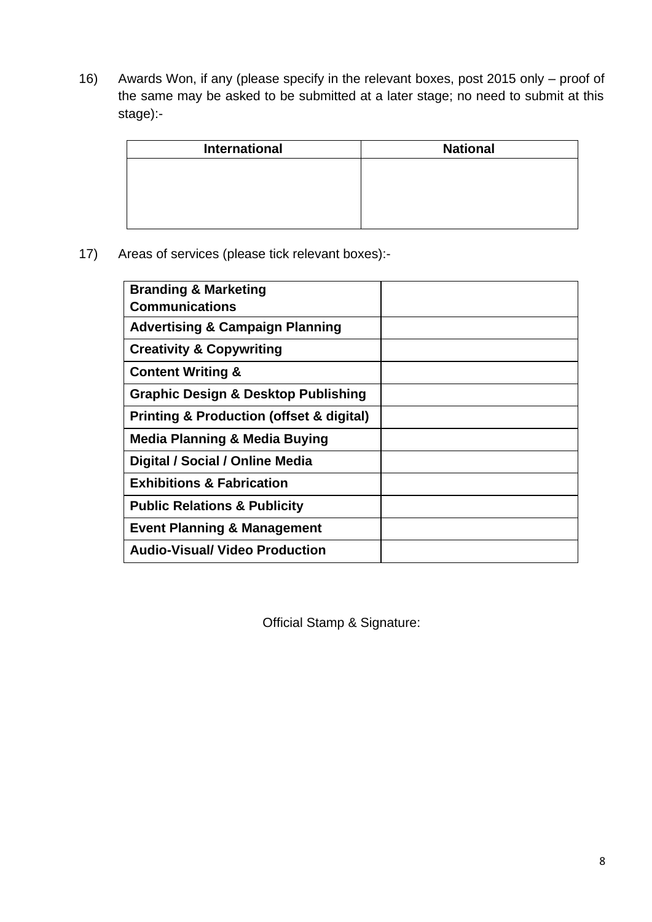16) Awards Won, if any (please specify in the relevant boxes, post 2015 only – proof of the same may be asked to be submitted at a later stage; no need to submit at this stage):-

| International | National |
|---|---|
| | |

17) Areas of services (please tick relevant boxes):-

| | |
|---|---|
| **Branding & Marketing Communications** | |
| **Advertising & Campaign Planning** | |
| **Creativity & Copywriting** | |
| **Content Writing &** | |
| **Graphic Design & Desktop Publishing** | |
| **Printing & Production (offset & digital)** | |
| **Media Planning & Media Buying** | |
| **Digital / Social / Online Media** | |
| **Exhibitions & Fabrication** | |
| **Public Relations & Publicity** | |
| **Event Planning & Management** | |
| **Audio-Visual/ Video Production** | |

Official Stamp & Signature: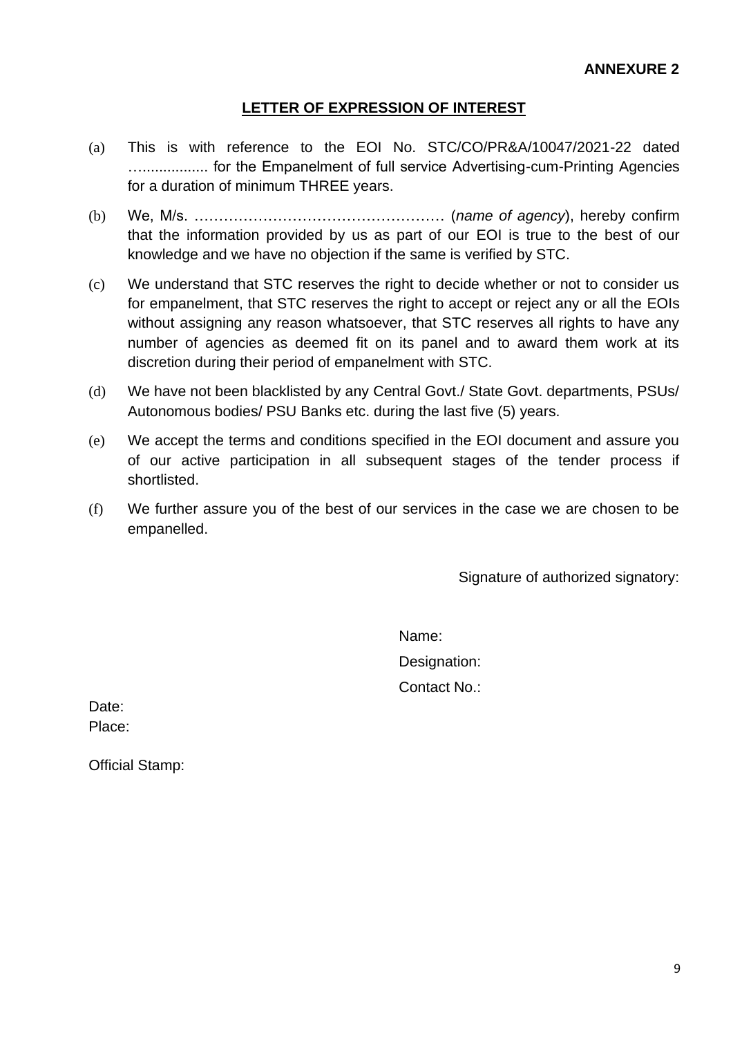**ANNEXURE 2**

## LETTER OF EXPRESSION OF INTEREST

(a) This is with reference to the EOI No. STC/CO/PR&A/10047/2021-22 dated ….................. for the Empanelment of full service Advertising-cum-Printing Agencies for a duration of minimum THREE years.

(b) We, M/s. …………………………………………… (*name of agency*), hereby confirm that the information provided by us as part of our EOI is true to the best of our knowledge and we have no objection if the same is verified by STC.

(c) We understand that STC reserves the right to decide whether or not to consider us for empanelment, that STC reserves the right to accept or reject any or all the EOIs without assigning any reason whatsoever, that STC reserves all rights to have any number of agencies as deemed fit on its panel and to award them work at its discretion during their period of empanelment with STC.

(d) We have not been blacklisted by any Central Govt./ State Govt. departments, PSUs/ Autonomous bodies/ PSU Banks etc. during the last five (5) years.

(e) We accept the terms and conditions specified in the EOI document and assure you of our active participation in all subsequent stages of the tender process if shortlisted.

(f) We further assure you of the best of our services in the case we are chosen to be empanelled.

Signature of authorized signatory:

Name:

Designation:

Contact No.:

Date:

Place:

Official Stamp: